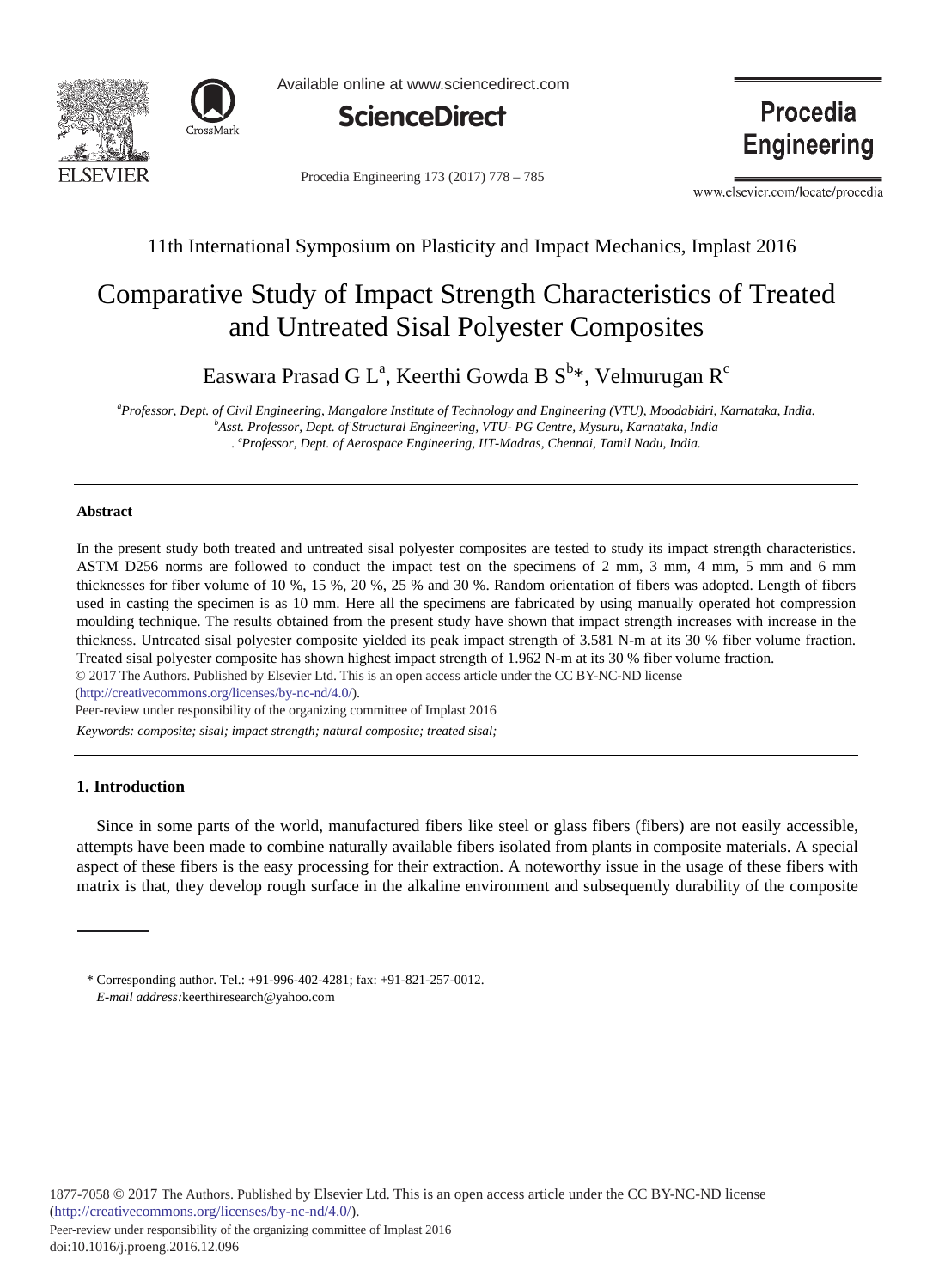11th International Symposium on Plasticity and Impact Mechanics, Implast 2016

# Comparative Study of Impact Strength Characteristics of Treated and Untreated Sisal Polyester Composites

Easwara Prasad G L[a], Keerthi Gowda B S[b]*, Velmurugan R[c]

[a]*Professor, Dept. of Civil Engineering, Mangalore Institute of Technology and Engineering (VTU), Moodabidri, Karnataka, India.*
[b]*Asst. Professor, Dept. of Structural Engineering, VTU- PG Centre, Mysuru, Karnataka, India*
[c]*Professor, Dept. of Aerospace Engineering, IIT-Madras, Chennai, Tamil Nadu, India.*

## Abstract

In the present study both treated and untreated sisal polyester composites are tested to study its impact strength characteristics. ASTM D256 norms are followed to conduct the impact test on the specimens of 2 mm, 3 mm, 4 mm, 5 mm and 6 mm thicknesses for fiber volume of 10 %, 15 %, 20 %, 25 % and 30 %. Random orientation of fibers was adopted. Length of fibers used in casting the specimen is as 10 mm. Here all the specimens are fabricated by using manually operated hot compression moulding technique. The results obtained from the present study have shown that impact strength increases with increase in the thickness. Untreated sisal polyester composite yielded its peak impact strength of 3.581 N-m at its 30 % fiber volume fraction. Treated sisal polyester composite has shown highest impact strength of 1.962 N-m at its 30 % fiber volume fraction.

© 2017 The Authors. Published by Elsevier Ltd. This is an open access article under the CC BY-NC-ND license (http://creativecommons.org/licenses/by-nc-nd/4.0/).

Peer-review under responsibility of the organizing committee of Implast 2016

*Keywords: composite; sisal; impact strength; natural composite; treated sisal;*

## 1. Introduction

Since in some parts of the world, manufactured fibers like steel or glass fibers (fibers) are not easily accessible, attempts have been made to combine naturally available fibers isolated from plants in composite materials. A special aspect of these fibers is the easy processing for their extraction. A noteworthy issue in the usage of these fibers with matrix is that, they develop rough surface in the alkaline environment and subsequently durability of the composite

---

\* Corresponding author. Tel.: +91-996-402-4281; fax: +91-821-257-0012.
*E-mail address:* keerthiresearch@yahoo.com

1877-7058 © 2017 The Authors. Published by Elsevier Ltd. This is an open access article under the CC BY-NC-ND license (http://creativecommons.org/licenses/by-nc-nd/4.0/).
Peer-review under responsibility of the organizing committee of Implast 2016
doi:10.1016/j.proeng.2016.12.096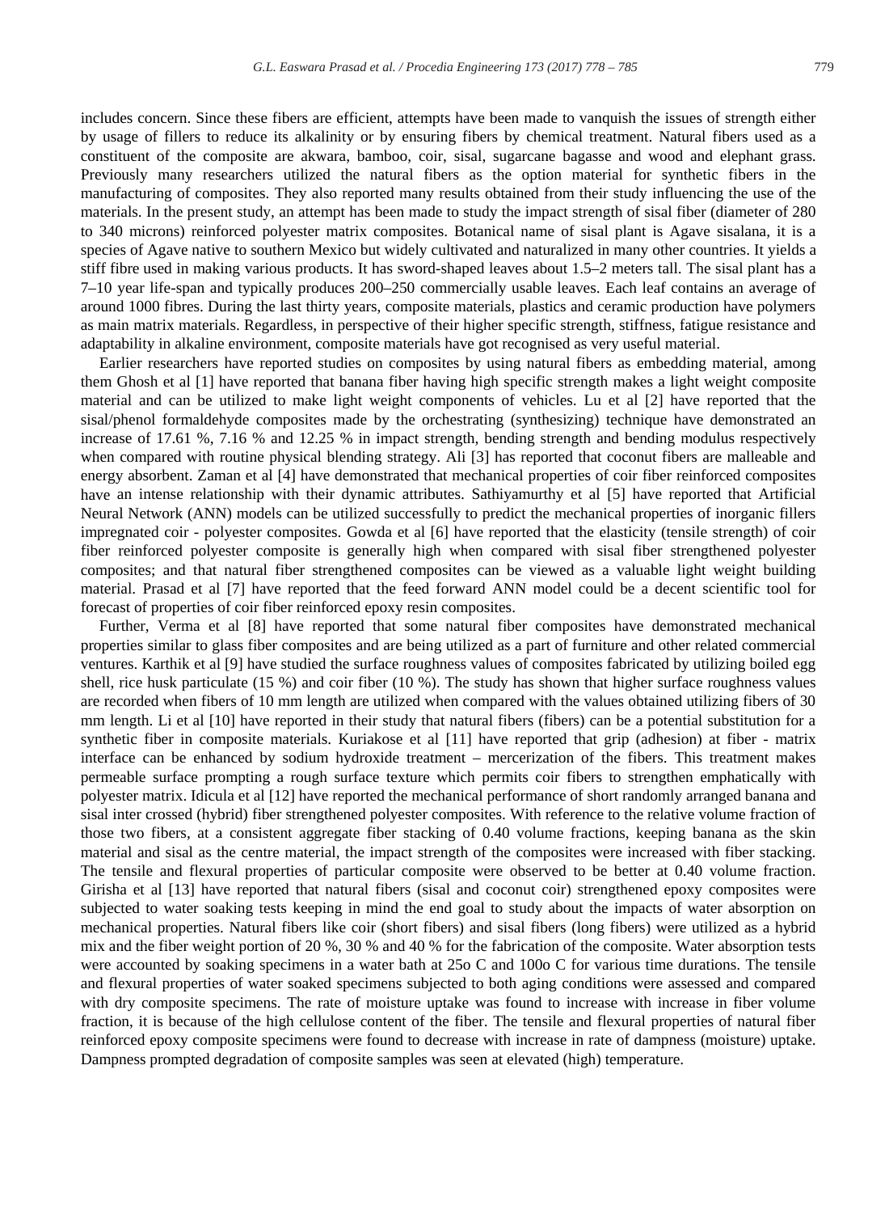includes concern. Since these fibers are efficient, attempts have been made to vanquish the issues of strength either by usage of fillers to reduce its alkalinity or by ensuring fibers by chemical treatment. Natural fibers used as a constituent of the composite are akwara, bamboo, coir, sisal, sugarcane bagasse and wood and elephant grass. Previously many researchers utilized the natural fibers as the option material for synthetic fibers in the manufacturing of composites. They also reported many results obtained from their study influencing the use of the materials. In the present study, an attempt has been made to study the impact strength of sisal fiber (diameter of 280 to 340 microns) reinforced polyester matrix composites. Botanical name of sisal plant is Agave sisalana, it is a species of Agave native to southern Mexico but widely cultivated and naturalized in many other countries. It yields a stiff fibre used in making various products. It has sword-shaped leaves about 1.5–2 meters tall. The sisal plant has a 7–10 year life-span and typically produces 200–250 commercially usable leaves. Each leaf contains an average of around 1000 fibres. During the last thirty years, composite materials, plastics and ceramic production have polymers as main matrix materials. Regardless, in perspective of their higher specific strength, stiffness, fatigue resistance and adaptability in alkaline environment, composite materials have got recognised as very useful material.

Earlier researchers have reported studies on composites by using natural fibers as embedding material, among them Ghosh et al [1] have reported that banana fiber having high specific strength makes a light weight composite material and can be utilized to make light weight components of vehicles. Lu et al [2] have reported that the sisal/phenol formaldehyde composites made by the orchestrating (synthesizing) technique have demonstrated an increase of 17.61 %, 7.16 % and 12.25 % in impact strength, bending strength and bending modulus respectively when compared with routine physical blending strategy. Ali [3] has reported that coconut fibers are malleable and energy absorbent. Zaman et al [4] have demonstrated that mechanical properties of coir fiber reinforced composites have an intense relationship with their dynamic attributes. Sathiyamurthy et al [5] have reported that Artificial Neural Network (ANN) models can be utilized successfully to predict the mechanical properties of inorganic fillers impregnated coir - polyester composites. Gowda et al [6] have reported that the elasticity (tensile strength) of coir fiber reinforced polyester composite is generally high when compared with sisal fiber strengthened polyester composites; and that natural fiber strengthened composites can be viewed as a valuable light weight building material. Prasad et al [7] have reported that the feed forward ANN model could be a decent scientific tool for forecast of properties of coir fiber reinforced epoxy resin composites.

Further, Verma et al [8] have reported that some natural fiber composites have demonstrated mechanical properties similar to glass fiber composites and are being utilized as a part of furniture and other related commercial ventures. Karthik et al [9] have studied the surface roughness values of composites fabricated by utilizing boiled egg shell, rice husk particulate (15 %) and coir fiber (10 %). The study has shown that higher surface roughness values are recorded when fibers of 10 mm length are utilized when compared with the values obtained utilizing fibers of 30 mm length. Li et al [10] have reported in their study that natural fibers (fibers) can be a potential substitution for a synthetic fiber in composite materials. Kuriakose et al [11] have reported that grip (adhesion) at fiber - matrix interface can be enhanced by sodium hydroxide treatment – mercerization of the fibers. This treatment makes permeable surface prompting a rough surface texture which permits coir fibers to strengthen emphatically with polyester matrix. Idicula et al [12] have reported the mechanical performance of short randomly arranged banana and sisal inter crossed (hybrid) fiber strengthened polyester composites. With reference to the relative volume fraction of those two fibers, at a consistent aggregate fiber stacking of 0.40 volume fractions, keeping banana as the skin material and sisal as the centre material, the impact strength of the composites were increased with fiber stacking. The tensile and flexural properties of particular composite were observed to be better at 0.40 volume fraction. Girisha et al [13] have reported that natural fibers (sisal and coconut coir) strengthened epoxy composites were subjected to water soaking tests keeping in mind the end goal to study about the impacts of water absorption on mechanical properties. Natural fibers like coir (short fibers) and sisal fibers (long fibers) were utilized as a hybrid mix and the fiber weight portion of 20 %, 30 % and 40 % for the fabrication of the composite. Water absorption tests were accounted by soaking specimens in a water bath at 25o C and 100o C for various time durations. The tensile and flexural properties of water soaked specimens subjected to both aging conditions were assessed and compared with dry composite specimens. The rate of moisture uptake was found to increase with increase in fiber volume fraction, it is because of the high cellulose content of the fiber. The tensile and flexural properties of natural fiber reinforced epoxy composite specimens were found to decrease with increase in rate of dampness (moisture) uptake. Dampness prompted degradation of composite samples was seen at elevated (high) temperature.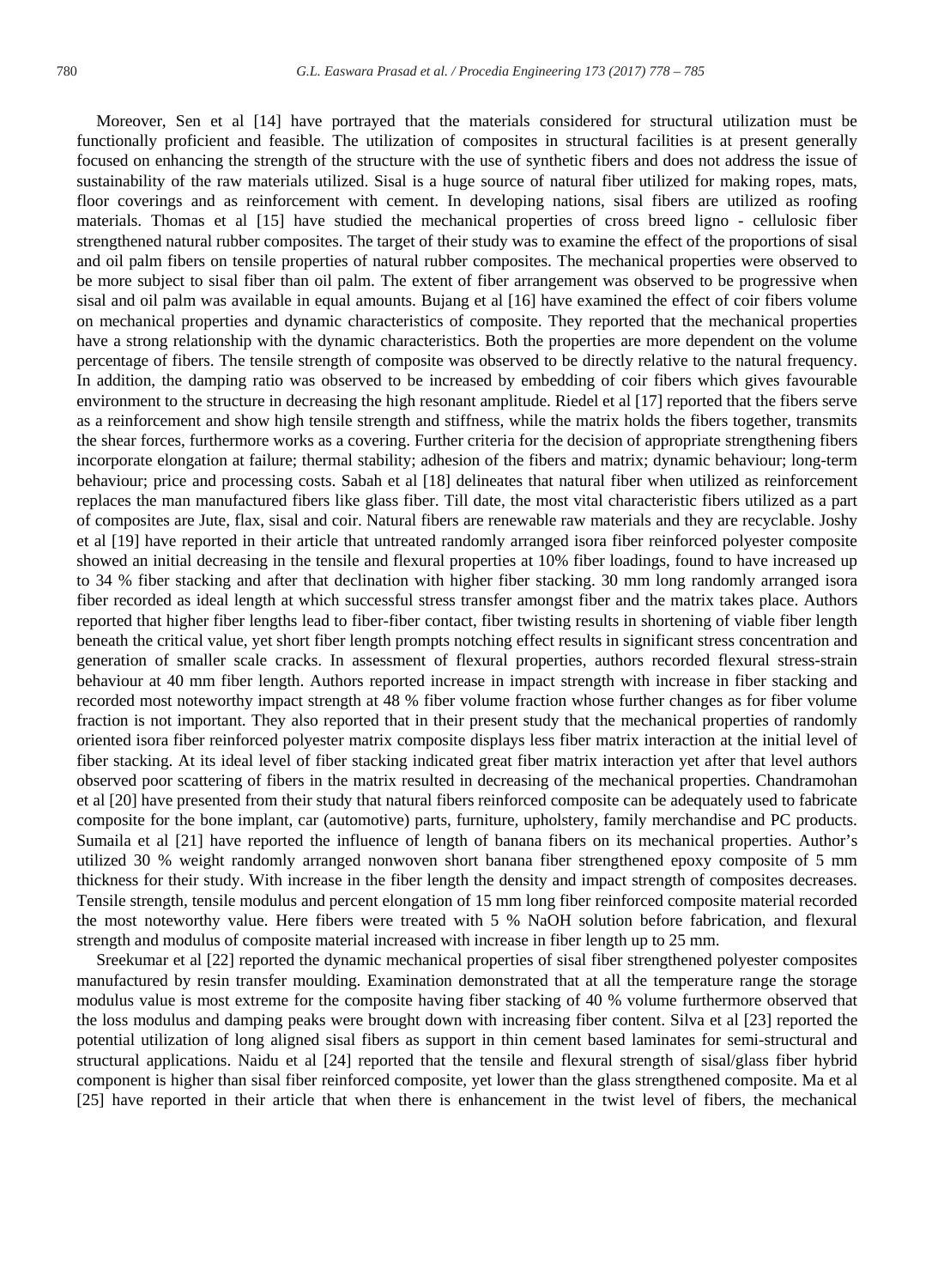Moreover, Sen et al [14] have portrayed that the materials considered for structural utilization must be functionally proficient and feasible. The utilization of composites in structural facilities is at present generally focused on enhancing the strength of the structure with the use of synthetic fibers and does not address the issue of sustainability of the raw materials utilized. Sisal is a huge source of natural fiber utilized for making ropes, mats, floor coverings and as reinforcement with cement. In developing nations, sisal fibers are utilized as roofing materials. Thomas et al [15] have studied the mechanical properties of cross breed ligno - cellulosic fiber strengthened natural rubber composites. The target of their study was to examine the effect of the proportions of sisal and oil palm fibers on tensile properties of natural rubber composites. The mechanical properties were observed to be more subject to sisal fiber than oil palm. The extent of fiber arrangement was observed to be progressive when sisal and oil palm was available in equal amounts. Bujang et al [16] have examined the effect of coir fibers volume on mechanical properties and dynamic characteristics of composite. They reported that the mechanical properties have a strong relationship with the dynamic characteristics. Both the properties are more dependent on the volume percentage of fibers. The tensile strength of composite was observed to be directly relative to the natural frequency. In addition, the damping ratio was observed to be increased by embedding of coir fibers which gives favourable environment to the structure in decreasing the high resonant amplitude. Riedel et al [17] reported that the fibers serve as a reinforcement and show high tensile strength and stiffness, while the matrix holds the fibers together, transmits the shear forces, furthermore works as a covering. Further criteria for the decision of appropriate strengthening fibers incorporate elongation at failure; thermal stability; adhesion of the fibers and matrix; dynamic behaviour; long-term behaviour; price and processing costs. Sabah et al [18] delineates that natural fiber when utilized as reinforcement replaces the man manufactured fibers like glass fiber. Till date, the most vital characteristic fibers utilized as a part of composites are Jute, flax, sisal and coir. Natural fibers are renewable raw materials and they are recyclable. Joshy et al [19] have reported in their article that untreated randomly arranged isora fiber reinforced polyester composite showed an initial decreasing in the tensile and flexural properties at 10% fiber loadings, found to have increased up to 34 % fiber stacking and after that declination with higher fiber stacking. 30 mm long randomly arranged isora fiber recorded as ideal length at which successful stress transfer amongst fiber and the matrix takes place. Authors reported that higher fiber lengths lead to fiber-fiber contact, fiber twisting results in shortening of viable fiber length beneath the critical value, yet short fiber length prompts notching effect results in significant stress concentration and generation of smaller scale cracks. In assessment of flexural properties, authors recorded flexural stress-strain behaviour at 40 mm fiber length. Authors reported increase in impact strength with increase in fiber stacking and recorded most noteworthy impact strength at 48 % fiber volume fraction whose further changes as for fiber volume fraction is not important. They also reported that in their present study that the mechanical properties of randomly oriented isora fiber reinforced polyester matrix composite displays less fiber matrix interaction at the initial level of fiber stacking. At its ideal level of fiber stacking indicated great fiber matrix interaction yet after that level authors observed poor scattering of fibers in the matrix resulted in decreasing of the mechanical properties. Chandramohan et al [20] have presented from their study that natural fibers reinforced composite can be adequately used to fabricate composite for the bone implant, car (automotive) parts, furniture, upholstery, family merchandise and PC products. Sumaila et al [21] have reported the influence of length of banana fibers on its mechanical properties. Author's utilized 30 % weight randomly arranged nonwoven short banana fiber strengthened epoxy composite of 5 mm thickness for their study. With increase in the fiber length the density and impact strength of composites decreases. Tensile strength, tensile modulus and percent elongation of 15 mm long fiber reinforced composite material recorded the most noteworthy value. Here fibers were treated with 5 % NaOH solution before fabrication, and flexural strength and modulus of composite material increased with increase in fiber length up to 25 mm.

Sreekumar et al [22] reported the dynamic mechanical properties of sisal fiber strengthened polyester composites manufactured by resin transfer moulding. Examination demonstrated that at all the temperature range the storage modulus value is most extreme for the composite having fiber stacking of 40 % volume furthermore observed that the loss modulus and damping peaks were brought down with increasing fiber content. Silva et al [23] reported the potential utilization of long aligned sisal fibers as support in thin cement based laminates for semi-structural and structural applications. Naidu et al [24] reported that the tensile and flexural strength of sisal/glass fiber hybrid component is higher than sisal fiber reinforced composite, yet lower than the glass strengthened composite. Ma et al [25] have reported in their article that when there is enhancement in the twist level of fibers, the mechanical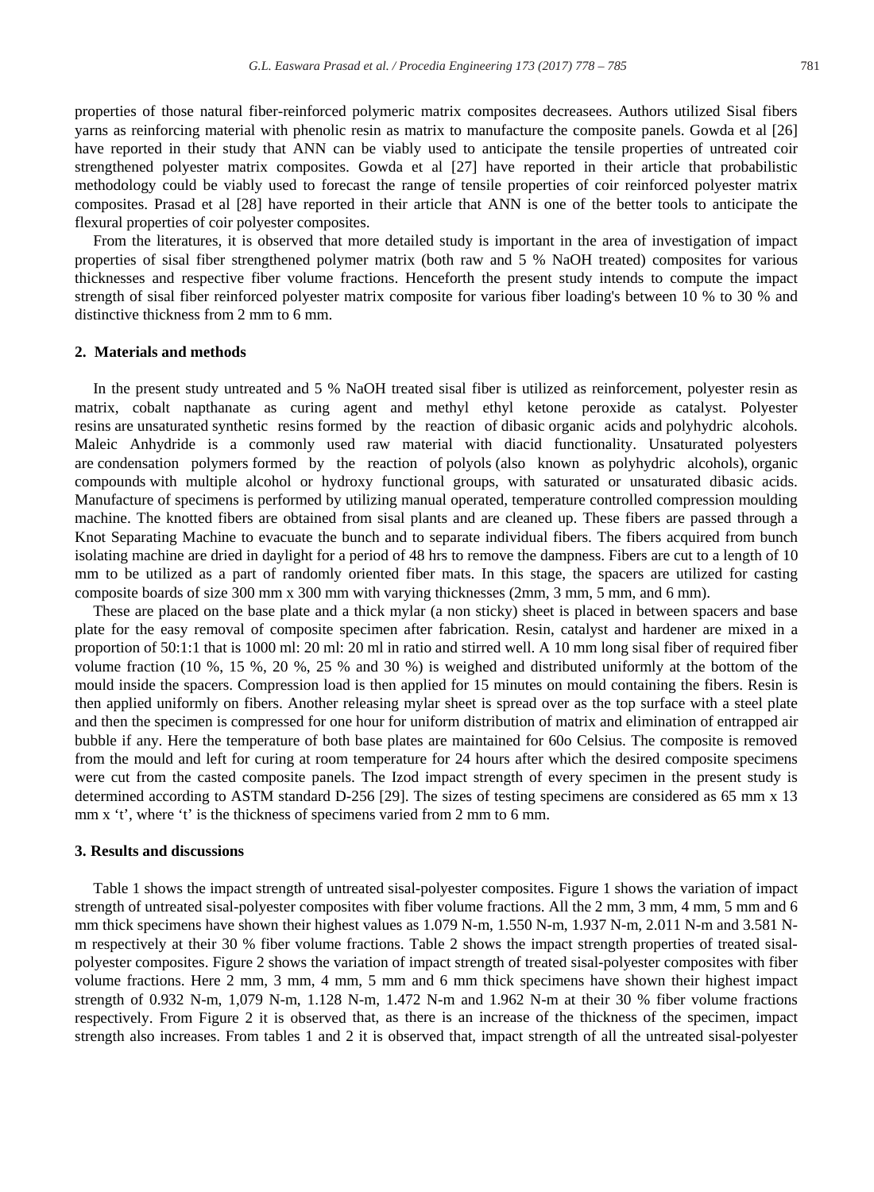properties of those natural fiber-reinforced polymeric matrix composites decreasees. Authors utilized Sisal fibers yarns as reinforcing material with phenolic resin as matrix to manufacture the composite panels. Gowda et al [26] have reported in their study that ANN can be viably used to anticipate the tensile properties of untreated coir strengthened polyester matrix composites. Gowda et al [27] have reported in their article that probabilistic methodology could be viably used to forecast the range of tensile properties of coir reinforced polyester matrix composites. Prasad et al [28] have reported in their article that ANN is one of the better tools to anticipate the flexural properties of coir polyester composites.

From the literatures, it is observed that more detailed study is important in the area of investigation of impact properties of sisal fiber strengthened polymer matrix (both raw and 5 % NaOH treated) composites for various thicknesses and respective fiber volume fractions. Henceforth the present study intends to compute the impact strength of sisal fiber reinforced polyester matrix composite for various fiber loading's between 10 % to 30 % and distinctive thickness from 2 mm to 6 mm.

## 2. Materials and methods

In the present study untreated and 5 % NaOH treated sisal fiber is utilized as reinforcement, polyester resin as matrix, cobalt napthanate as curing agent and methyl ethyl ketone peroxide as catalyst. Polyester resins are unsaturated synthetic resins formed by the reaction of dibasic organic acids and polyhydric alcohols. Maleic Anhydride is a commonly used raw material with diacid functionality. Unsaturated polyesters are condensation polymers formed by the reaction of polyols (also known as polyhydric alcohols), organic compounds with multiple alcohol or hydroxy functional groups, with saturated or unsaturated dibasic acids. Manufacture of specimens is performed by utilizing manual operated, temperature controlled compression moulding machine. The knotted fibers are obtained from sisal plants and are cleaned up. These fibers are passed through a Knot Separating Machine to evacuate the bunch and to separate individual fibers. The fibers acquired from bunch isolating machine are dried in daylight for a period of 48 hrs to remove the dampness. Fibers are cut to a length of 10 mm to be utilized as a part of randomly oriented fiber mats. In this stage, the spacers are utilized for casting composite boards of size 300 mm x 300 mm with varying thicknesses (2mm, 3 mm, 5 mm, and 6 mm).

These are placed on the base plate and a thick mylar (a non sticky) sheet is placed in between spacers and base plate for the easy removal of composite specimen after fabrication. Resin, catalyst and hardener are mixed in a proportion of 50:1:1 that is 1000 ml: 20 ml: 20 ml in ratio and stirred well. A 10 mm long sisal fiber of required fiber volume fraction (10 %, 15 %, 20 %, 25 % and 30 %) is weighed and distributed uniformly at the bottom of the mould inside the spacers. Compression load is then applied for 15 minutes on mould containing the fibers. Resin is then applied uniformly on fibers. Another releasing mylar sheet is spread over as the top surface with a steel plate and then the specimen is compressed for one hour for uniform distribution of matrix and elimination of entrapped air bubble if any. Here the temperature of both base plates are maintained for 60o Celsius. The composite is removed from the mould and left for curing at room temperature for 24 hours after which the desired composite specimens were cut from the casted composite panels. The Izod impact strength of every specimen in the present study is determined according to ASTM standard D-256 [29]. The sizes of testing specimens are considered as 65 mm x 13 mm x 't', where 't' is the thickness of specimens varied from 2 mm to 6 mm.

## 3. Results and discussions

Table 1 shows the impact strength of untreated sisal-polyester composites. Figure 1 shows the variation of impact strength of untreated sisal-polyester composites with fiber volume fractions. All the 2 mm, 3 mm, 4 mm, 5 mm and 6 mm thick specimens have shown their highest values as 1.079 N-m, 1.550 N-m, 1.937 N-m, 2.011 N-m and 3.581 N-m respectively at their 30 % fiber volume fractions. Table 2 shows the impact strength properties of treated sisal-polyester composites. Figure 2 shows the variation of impact strength of treated sisal-polyester composites with fiber volume fractions. Here 2 mm, 3 mm, 4 mm, 5 mm and 6 mm thick specimens have shown their highest impact strength of 0.932 N-m, 1,079 N-m, 1.128 N-m, 1.472 N-m and 1.962 N-m at their 30 % fiber volume fractions respectively. From Figure 2 it is observed that, as there is an increase of the thickness of the specimen, impact strength also increases. From tables 1 and 2 it is observed that, impact strength of all the untreated sisal-polyester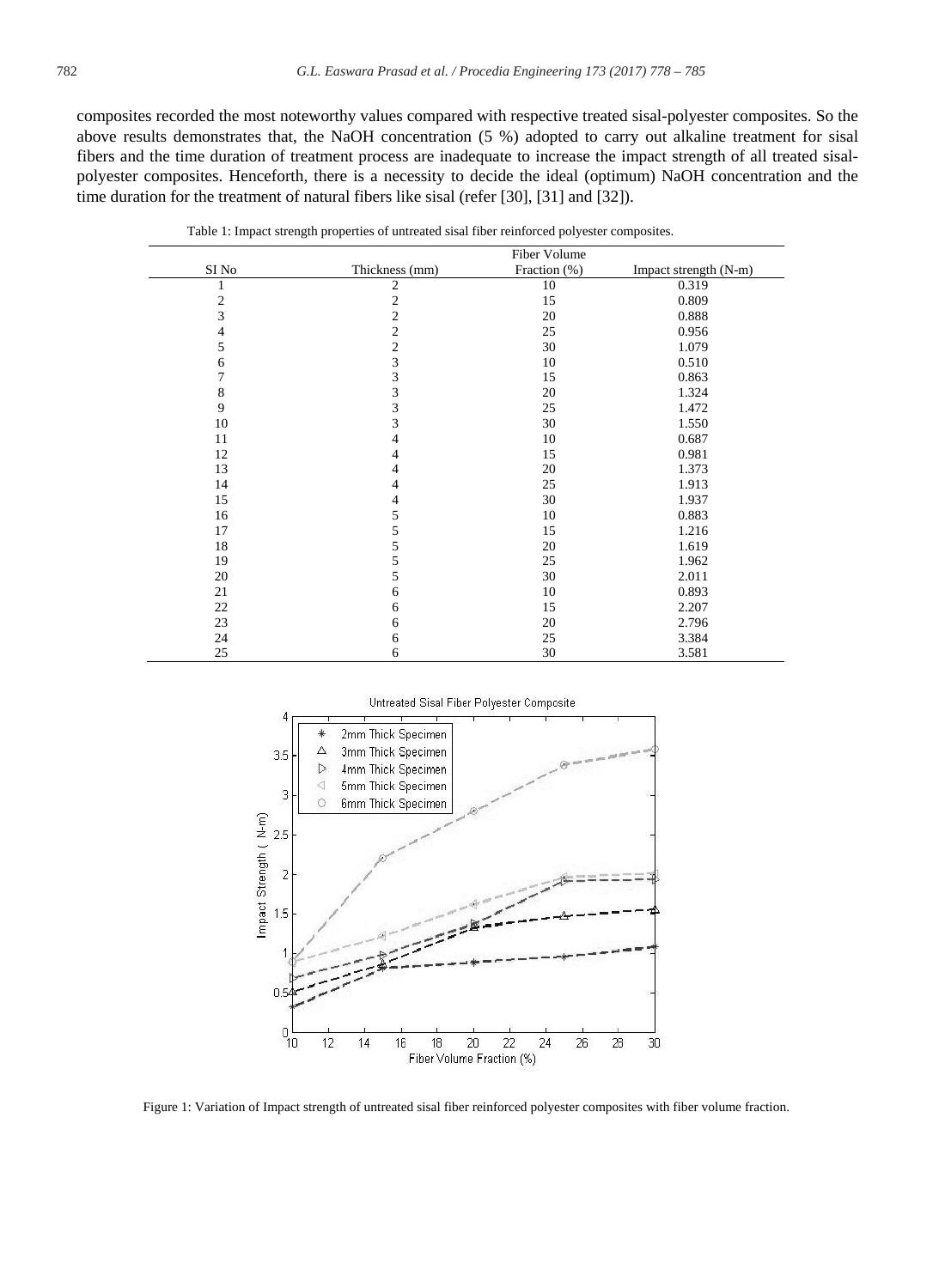composites recorded the most noteworthy values compared with respective treated sisal-polyester composites. So the above results demonstrates that, the NaOH concentration (5 %) adopted to carry out alkaline treatment for sisal fibers and the time duration of treatment process are inadequate to increase the impact strength of all treated sisal-polyester composites. Henceforth, there is a necessity to decide the ideal (optimum) NaOH concentration and the time duration for the treatment of natural fibers like sisal (refer [30], [31] and [32]).

Table 1: Impact strength properties of untreated sisal fiber reinforced polyester composites.

| SI No | Thickness (mm) | Fiber Volume Fraction (%) | Impact strength (N-m) |
|---|---|---|---|
| 1 | 2 | 10 | 0.319 |
| 2 | 2 | 15 | 0.809 |
| 3 | 2 | 20 | 0.888 |
| 4 | 2 | 25 | 0.956 |
| 5 | 2 | 30 | 1.079 |
| 6 | 3 | 10 | 0.510 |
| 7 | 3 | 15 | 0.863 |
| 8 | 3 | 20 | 1.324 |
| 9 | 3 | 25 | 1.472 |
| 10 | 3 | 30 | 1.550 |
| 11 | 4 | 10 | 0.687 |
| 12 | 4 | 15 | 0.981 |
| 13 | 4 | 20 | 1.373 |
| 14 | 4 | 25 | 1.913 |
| 15 | 4 | 30 | 1.937 |
| 16 | 5 | 10 | 0.883 |
| 17 | 5 | 15 | 1.216 |
| 18 | 5 | 20 | 1.619 |
| 19 | 5 | 25 | 1.962 |
| 20 | 5 | 30 | 2.011 |
| 21 | 6 | 10 | 0.893 |
| 22 | 6 | 15 | 2.207 |
| 23 | 6 | 20 | 2.796 |
| 24 | 6 | 25 | 3.384 |
| 25 | 6 | 30 | 3.581 |

Figure 1: Variation of Impact strength of untreated sisal fiber reinforced polyester composites with fiber volume fraction.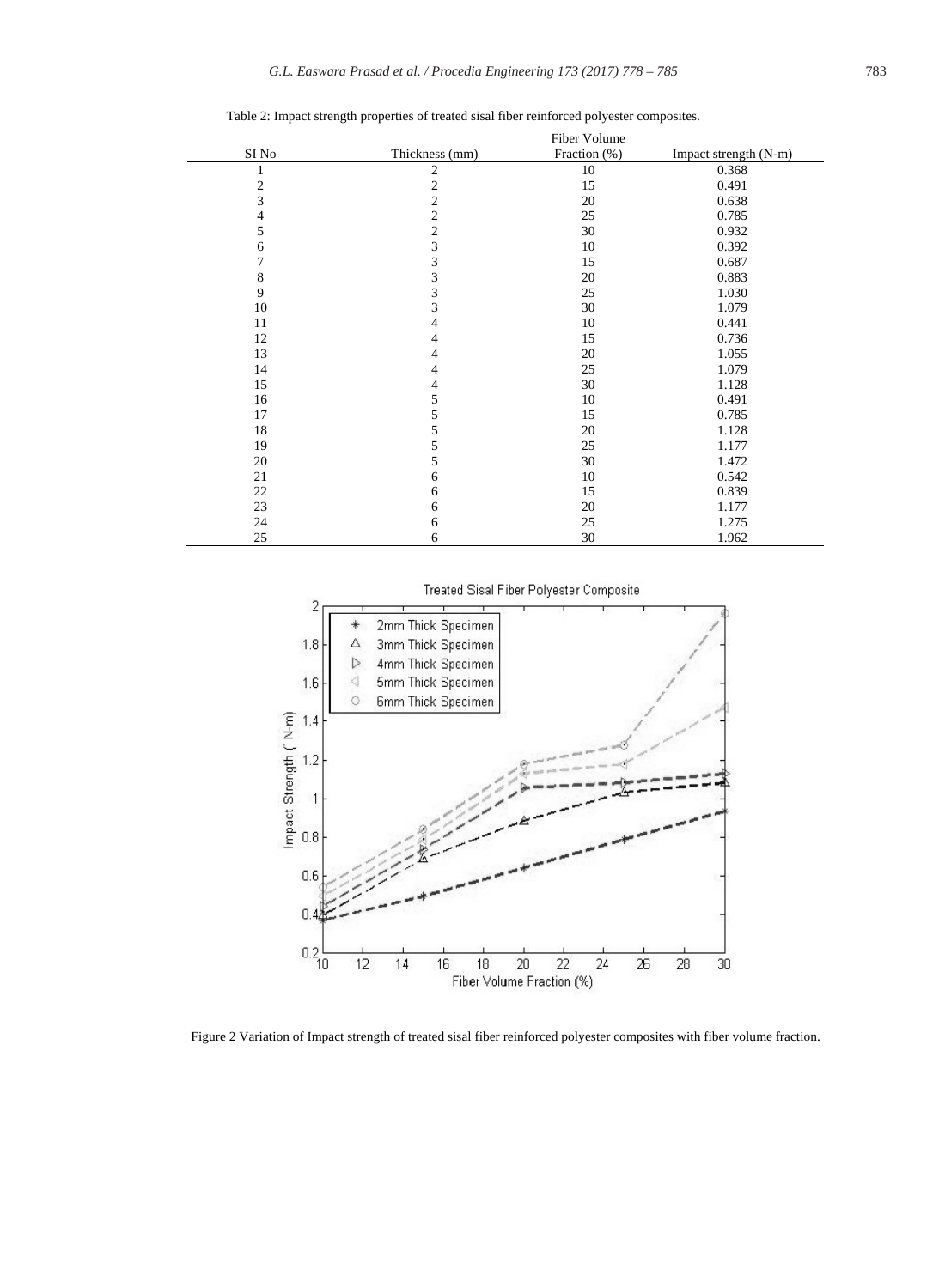Table 2: Impact strength properties of treated sisal fiber reinforced polyester composites.

| SI No | Thickness (mm) | Fiber Volume Fraction (%) | Impact strength (N-m) |
|---|---|---|---|
| 1 | 2 | 10 | 0.368 |
| 2 | 2 | 15 | 0.491 |
| 3 | 2 | 20 | 0.638 |
| 4 | 2 | 25 | 0.785 |
| 5 | 2 | 30 | 0.932 |
| 6 | 3 | 10 | 0.392 |
| 7 | 3 | 15 | 0.687 |
| 8 | 3 | 20 | 0.883 |
| 9 | 3 | 25 | 1.030 |
| 10 | 3 | 30 | 1.079 |
| 11 | 4 | 10 | 0.441 |
| 12 | 4 | 15 | 0.736 |
| 13 | 4 | 20 | 1.055 |
| 14 | 4 | 25 | 1.079 |
| 15 | 4 | 30 | 1.128 |
| 16 | 5 | 10 | 0.491 |
| 17 | 5 | 15 | 0.785 |
| 18 | 5 | 20 | 1.128 |
| 19 | 5 | 25 | 1.177 |
| 20 | 5 | 30 | 1.472 |
| 21 | 6 | 10 | 0.542 |
| 22 | 6 | 15 | 0.839 |
| 23 | 6 | 20 | 1.177 |
| 24 | 6 | 25 | 1.275 |
| 25 | 6 | 30 | 1.962 |

Figure 2 Variation of Impact strength of treated sisal fiber reinforced polyester composites with fiber volume fraction.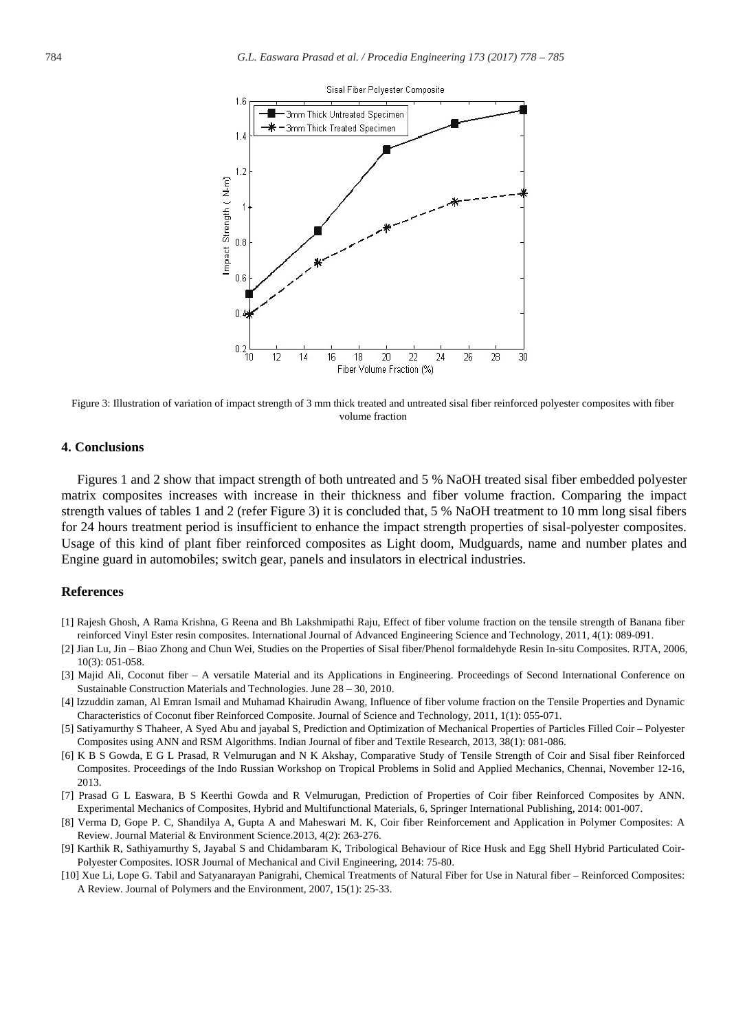Figure 3: Illustration of variation of impact strength of 3 mm thick treated and untreated sisal fiber reinforced polyester composites with fiber volume fraction

## 4. Conclusions

Figures 1 and 2 show that impact strength of both untreated and 5 % NaOH treated sisal fiber embedded polyester matrix composites increases with increase in their thickness and fiber volume fraction. Comparing the impact strength values of tables 1 and 2 (refer Figure 3) it is concluded that, 5 % NaOH treatment to 10 mm long sisal fibers for 24 hours treatment period is insufficient to enhance the impact strength properties of sisal-polyester composites. Usage of this kind of plant fiber reinforced composites as Light doom, Mudguards, name and number plates and Engine guard in automobiles; switch gear, panels and insulators in electrical industries.

## References

[1] Rajesh Ghosh, A Rama Krishna, G Reena and Bh Lakshmipathi Raju, Effect of fiber volume fraction on the tensile strength of Banana fiber reinforced Vinyl Ester resin composites. International Journal of Advanced Engineering Science and Technology, 2011, 4(1): 089-091.

[2] Jian Lu, Jin – Biao Zhong and Chun Wei, Studies on the Properties of Sisal fiber/Phenol formaldehyde Resin In-situ Composites. RJTA, 2006, 10(3): 051-058.

[3] Majid Ali, Coconut fiber – A versatile Material and its Applications in Engineering. Proceedings of Second International Conference on Sustainable Construction Materials and Technologies. June 28 – 30, 2010.

[4] Izzuddin zaman, Al Emran Ismail and Muhamad Khairudin Awang, Influence of fiber volume fraction on the Tensile Properties and Dynamic Characteristics of Coconut fiber Reinforced Composite. Journal of Science and Technology, 2011, 1(1): 055-071.

[5] Satiyamurthy S Thaheer, A Syed Abu and jayabal S, Prediction and Optimization of Mechanical Properties of Particles Filled Coir – Polyester Composites using ANN and RSM Algorithms. Indian Journal of fiber and Textile Research, 2013, 38(1): 081-086.

[6] K B S Gowda, E G L Prasad, R Velmurugan and N K Akshay, Comparative Study of Tensile Strength of Coir and Sisal fiber Reinforced Composites. Proceedings of the Indo Russian Workshop on Tropical Problems in Solid and Applied Mechanics, Chennai, November 12-16, 2013.

[7] Prasad G L Easwara, B S Keerthi Gowda and R Velmurugan, Prediction of Properties of Coir fiber Reinforced Composites by ANN. Experimental Mechanics of Composites, Hybrid and Multifunctional Materials, 6, Springer International Publishing, 2014: 001-007.

[8] Verma D, Gope P. C, Shandilya A, Gupta A and Maheswari M. K, Coir fiber Reinforcement and Application in Polymer Composites: A Review. Journal Material & Environment Science.2013, 4(2): 263-276.

[9] Karthik R, Sathiyamurthy S, Jayabal S and Chidambaram K, Tribological Behaviour of Rice Husk and Egg Shell Hybrid Particulated Coir-Polyester Composites. IOSR Journal of Mechanical and Civil Engineering, 2014: 75-80.

[10] Xue Li, Lope G. Tabil and Satyanarayan Panigrahi, Chemical Treatments of Natural Fiber for Use in Natural fiber – Reinforced Composites: A Review. Journal of Polymers and the Environment, 2007, 15(1): 25-33.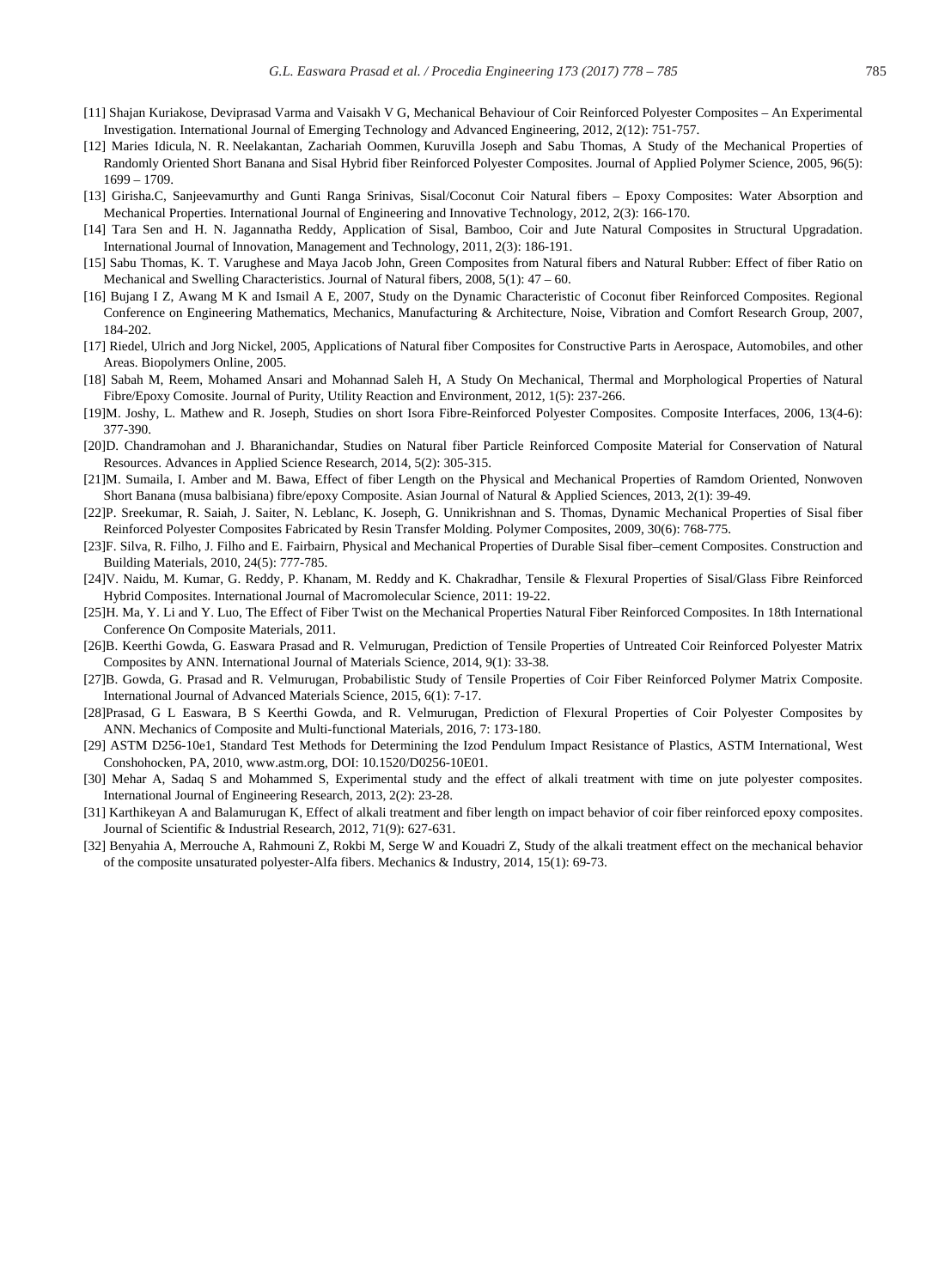[11] Shajan Kuriakose, Deviprasad Varma and Vaisakh V G, Mechanical Behaviour of Coir Reinforced Polyester Composites – An Experimental Investigation. International Journal of Emerging Technology and Advanced Engineering, 2012, 2(12): 751-757.

[12] Maries Idicula, N. R. Neelakantan, Zachariah Oommen, Kuruvilla Joseph and Sabu Thomas, A Study of the Mechanical Properties of Randomly Oriented Short Banana and Sisal Hybrid fiber Reinforced Polyester Composites. Journal of Applied Polymer Science, 2005, 96(5): 1699 – 1709.

[13] Girisha.C, Sanjeevamurthy and Gunti Ranga Srinivas, Sisal/Coconut Coir Natural fibers – Epoxy Composites: Water Absorption and Mechanical Properties. International Journal of Engineering and Innovative Technology, 2012, 2(3): 166-170.

[14] Tara Sen and H. N. Jagannatha Reddy, Application of Sisal, Bamboo, Coir and Jute Natural Composites in Structural Upgradation. International Journal of Innovation, Management and Technology, 2011, 2(3): 186-191.

[15] Sabu Thomas, K. T. Varughese and Maya Jacob John, Green Composites from Natural fibers and Natural Rubber: Effect of fiber Ratio on Mechanical and Swelling Characteristics. Journal of Natural fibers, 2008, 5(1): 47 – 60.

[16] Bujang I Z, Awang M K and Ismail A E, 2007, Study on the Dynamic Characteristic of Coconut fiber Reinforced Composites. Regional Conference on Engineering Mathematics, Mechanics, Manufacturing & Architecture, Noise, Vibration and Comfort Research Group, 2007, 184-202.

[17] Riedel, Ulrich and Jorg Nickel, 2005, Applications of Natural fiber Composites for Constructive Parts in Aerospace, Automobiles, and other Areas. Biopolymers Online, 2005.

[18] Sabah M, Reem, Mohamed Ansari and Mohannad Saleh H, A Study On Mechanical, Thermal and Morphological Properties of Natural Fibre/Epoxy Comosite. Journal of Purity, Utility Reaction and Environment, 2012, 1(5): 237-266.

[19]M. Joshy, L. Mathew and R. Joseph, Studies on short Isora Fibre-Reinforced Polyester Composites. Composite Interfaces, 2006, 13(4-6): 377-390.

[20]D. Chandramohan and J. Bharanichandar, Studies on Natural fiber Particle Reinforced Composite Material for Conservation of Natural Resources. Advances in Applied Science Research, 2014, 5(2): 305-315.

[21]M. Sumaila, I. Amber and M. Bawa, Effect of fiber Length on the Physical and Mechanical Properties of Ramdom Oriented, Nonwoven Short Banana (musa balbisiana) fibre/epoxy Composite. Asian Journal of Natural & Applied Sciences, 2013, 2(1): 39-49.

[22]P. Sreekumar, R. Saiah, J. Saiter, N. Leblanc, K. Joseph, G. Unnikrishnan and S. Thomas, Dynamic Mechanical Properties of Sisal fiber Reinforced Polyester Composites Fabricated by Resin Transfer Molding. Polymer Composites, 2009, 30(6): 768-775.

[23]F. Silva, R. Filho, J. Filho and E. Fairbairn, Physical and Mechanical Properties of Durable Sisal fiber–cement Composites. Construction and Building Materials, 2010, 24(5): 777-785.

[24]V. Naidu, M. Kumar, G. Reddy, P. Khanam, M. Reddy and K. Chakradhar, Tensile & Flexural Properties of Sisal/Glass Fibre Reinforced Hybrid Composites. International Journal of Macromolecular Science, 2011: 19-22.

[25]H. Ma, Y. Li and Y. Luo, The Effect of Fiber Twist on the Mechanical Properties Natural Fiber Reinforced Composites. In 18th International Conference On Composite Materials, 2011.

[26]B. Keerthi Gowda, G. Easwara Prasad and R. Velmurugan, Prediction of Tensile Properties of Untreated Coir Reinforced Polyester Matrix Composites by ANN. International Journal of Materials Science, 2014, 9(1): 33-38.

[27]B. Gowda, G. Prasad and R. Velmurugan, Probabilistic Study of Tensile Properties of Coir Fiber Reinforced Polymer Matrix Composite. International Journal of Advanced Materials Science, 2015, 6(1): 7-17.

[28]Prasad, G L Easwara, B S Keerthi Gowda, and R. Velmurugan, Prediction of Flexural Properties of Coir Polyester Composites by ANN. Mechanics of Composite and Multi-functional Materials, 2016, 7: 173-180.

[29] ASTM D256-10e1, Standard Test Methods for Determining the Izod Pendulum Impact Resistance of Plastics, ASTM International, West Conshohocken, PA, 2010, www.astm.org, DOI: 10.1520/D0256-10E01.

[30] Mehar A, Sadaq S and Mohammed S, Experimental study and the effect of alkali treatment with time on jute polyester composites. International Journal of Engineering Research, 2013, 2(2): 23-28.

[31] Karthikeyan A and Balamurugan K, Effect of alkali treatment and fiber length on impact behavior of coir fiber reinforced epoxy composites. Journal of Scientific & Industrial Research, 2012, 71(9): 627-631.

[32] Benyahia A, Merrouche A, Rahmouni Z, Rokbi M, Serge W and Kouadri Z, Study of the alkali treatment effect on the mechanical behavior of the composite unsaturated polyester-Alfa fibers. Mechanics & Industry, 2014, 15(1): 69-73.